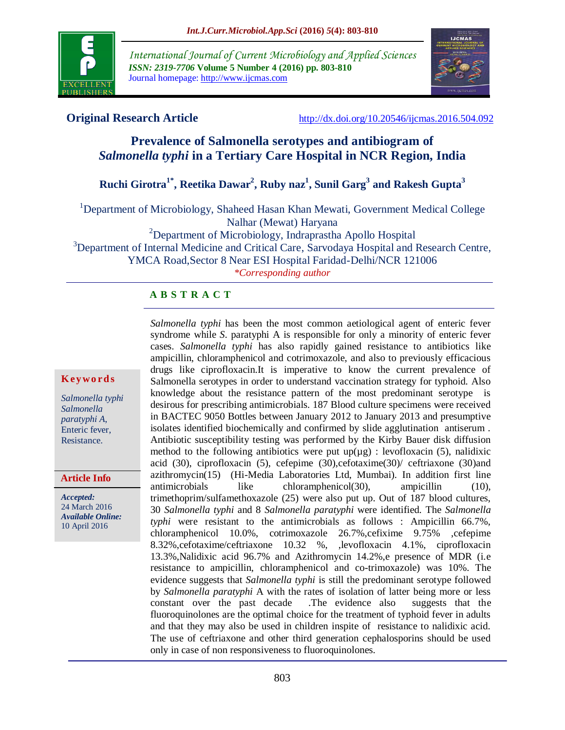**Original Research Article** http://dx.doi.org/10.20546/ijcmas.2016.504.092

# Prevalence of Salmonella serotypes and antibiogram of *Salmonella typhi* in a Tertiary Care Hospital in NCR Region, India

**Ruchi Girotra[1*], Reetika Dawar[2], Ruby naz[1], Sunil Garg[3] and Rakesh Gupta[3]**

[1]Department of Microbiology, Shaheed Hasan Khan Mewati, Government Medical College Nalhar (Mewat) Haryana

[2]Department of Microbiology, Indraprastha Apollo Hospital

[3]Department of Internal Medicine and Critical Care, Sarvodaya Hospital and Research Centre, YMCA Road,Sector 8 Near ESI Hospital Faridad-Delhi/NCR 121006

*\*Corresponding author*

**Keywords**

*Salmonella typhi Salmonella paratyphi A,* Enteric fever, Resistance.

**Article Info**

***Accepted:*** 24 March 2016

***Available Online:*** 10 April 2016

## A B S T R A C T

*Salmonella typhi* has been the most common aetiological agent of enteric fever syndrome while *S*. paratyphi A is responsible for only a minority of enteric fever cases. *Salmonella typhi* has also rapidly gained resistance to antibiotics like ampicillin, chloramphenicol and cotrimoxazole, and also to previously efficacious drugs like ciprofloxacin.It is imperative to know the current prevalence of Salmonella serotypes in order to understand vaccination strategy for typhoid. Also knowledge about the resistance pattern of the most predominant serotype is desirous for prescribing antimicrobials. 187 Blood culture specimens were received in BACTEC 9050 Bottles between January 2012 to January 2013 and presumptive isolates identified biochemically and confirmed by slide agglutination antiserum . Antibiotic susceptibility testing was performed by the Kirby Bauer disk diffusion method to the following antibiotics were put up(µg) : levofloxacin (5), nalidixic acid (30), ciprofloxacin (5), cefepime (30),cefotaxime(30)/ ceftriaxone (30)and azithromycin(15) (Hi-Media Laboratories Ltd, Mumbai). In addition first line antimicrobials like chloramphenicol(30), ampicillin (10), trimethoprim/sulfamethoxazole (25) were also put up. Out of 187 blood cultures, 30 *Salmonella typhi* and 8 *Salmonella paratyphi* were identified. The *Salmonella typhi* were resistant to the antimicrobials as follows : Ampicillin 66.7%, chloramphenicol 10.0%, cotrimoxazole 26.7%,cefixime 9.75% ,cefepime 8.32%,cefotaxime/ceftriaxone 10.32 %, ,levofloxacin 4.1%, ciprofloxacin 13.3%,Nalidixic acid 96.7% and Azithromycin 14.2%,e presence of MDR (i.e resistance to ampicillin, chloramphenicol and co-trimoxazole) was 10%. The evidence suggests that *Salmonella typhi* is still the predominant serotype followed by *Salmonella paratyphi* A with the rates of isolation of latter being more or less constant over the past decade .The evidence also suggests that the fluoroquinolones are the optimal choice for the treatment of typhoid fever in adults and that they may also be used in children inspite of resistance to nalidixic acid. The use of ceftriaxone and other third generation cephalosporins should be used only in case of non responsiveness to fluoroquinolones.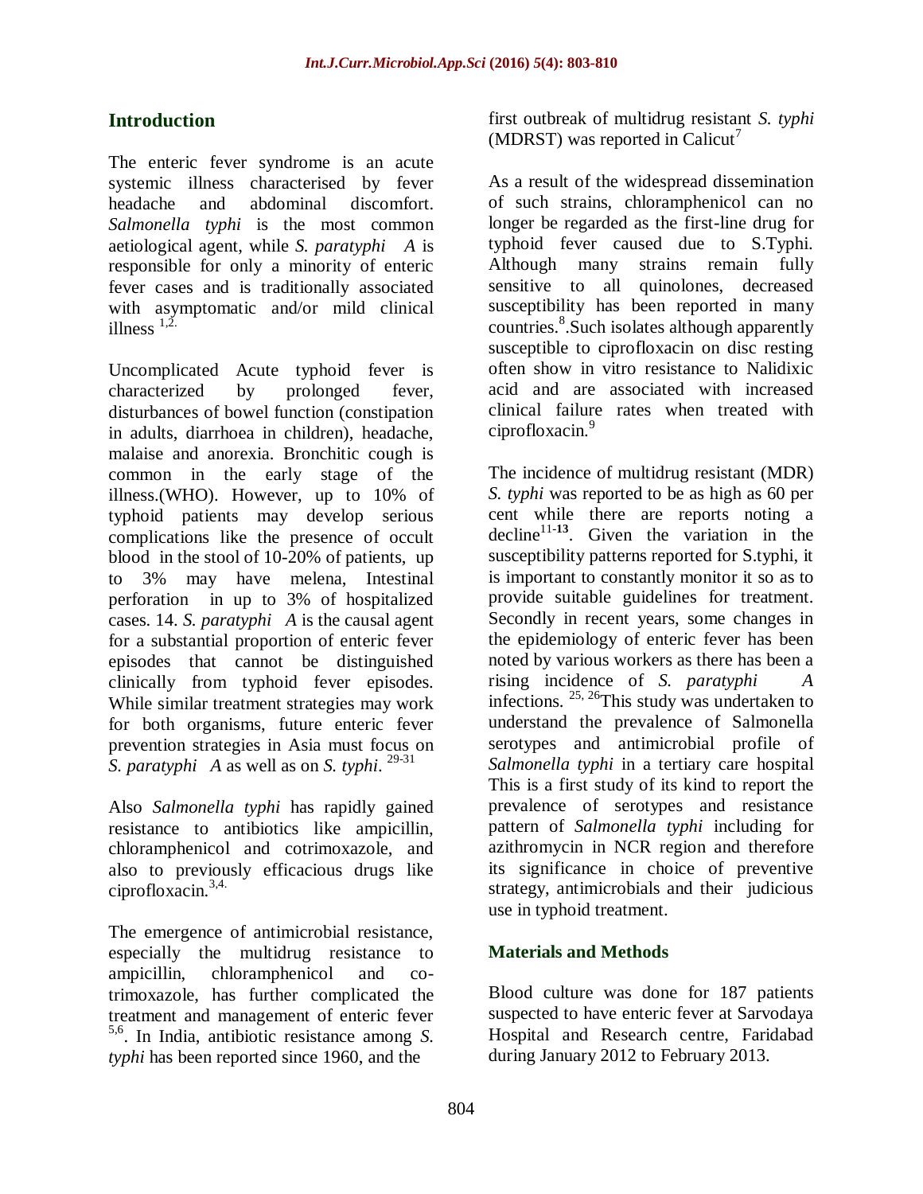## Introduction

The enteric fever syndrome is an acute systemic illness characterised by fever headache and abdominal discomfort. *Salmonella typhi* is the most common aetiological agent, while *S. paratyphi A* is responsible for only a minority of enteric fever cases and is traditionally associated with asymptomatic and/or mild clinical illness [1,2.]

Uncomplicated Acute typhoid fever is characterized by prolonged fever, disturbances of bowel function (constipation in adults, diarrhoea in children), headache, malaise and anorexia. Bronchitic cough is common in the early stage of the illness.(WHO). However, up to 10% of typhoid patients may develop serious complications like the presence of occult blood in the stool of 10-20% of patients, up to 3% may have melena, Intestinal perforation in up to 3% of hospitalized cases. 14. *S. paratyphi A* is the causal agent for a substantial proportion of enteric fever episodes that cannot be distinguished clinically from typhoid fever episodes. While similar treatment strategies may work for both organisms, future enteric fever prevention strategies in Asia must focus on *S. paratyphi A* as well as on *S. typhi*. [29-31]

Also *Salmonella typhi* has rapidly gained resistance to antibiotics like ampicillin, chloramphenicol and cotrimoxazole, and also to previously efficacious drugs like ciprofloxacin.[3,4.]

The emergence of antimicrobial resistance, especially the multidrug resistance to ampicillin, chloramphenicol and co-trimoxazole, has further complicated the treatment and management of enteric fever [5,6]. In India, antibiotic resistance among *S. typhi* has been reported since 1960, and the first outbreak of multidrug resistant *S. typhi* (MDRST) was reported in Calicut[7]

As a result of the widespread dissemination of such strains, chloramphenicol can no longer be regarded as the first-line drug for typhoid fever caused due to S.Typhi. Although many strains remain fully sensitive to all quinolones, decreased susceptibility has been reported in many countries.[8].Such isolates although apparently susceptible to ciprofloxacin on disc resting often show in vitro resistance to Nalidixic acid and are associated with increased clinical failure rates when treated with ciprofloxacin.[9]

The incidence of multidrug resistant (MDR) *S. typhi* was reported to be as high as 60 per cent while there are reports noting a decline[11-13]. Given the variation in the susceptibility patterns reported for S.typhi, it is important to constantly monitor it so as to provide suitable guidelines for treatment. Secondly in recent years, some changes in the epidemiology of enteric fever has been noted by various workers as there has been a rising incidence of *S. paratyphi A* infections. [25, 26]This study was undertaken to understand the prevalence of Salmonella serotypes and antimicrobial profile of *Salmonella typhi* in a tertiary care hospital This is a first study of its kind to report the prevalence of serotypes and resistance pattern of *Salmonella typhi* including for azithromycin in NCR region and therefore its significance in choice of preventive strategy, antimicrobials and their judicious use in typhoid treatment.

## Materials and Methods

Blood culture was done for 187 patients suspected to have enteric fever at Sarvodaya Hospital and Research centre, Faridabad during January 2012 to February 2013.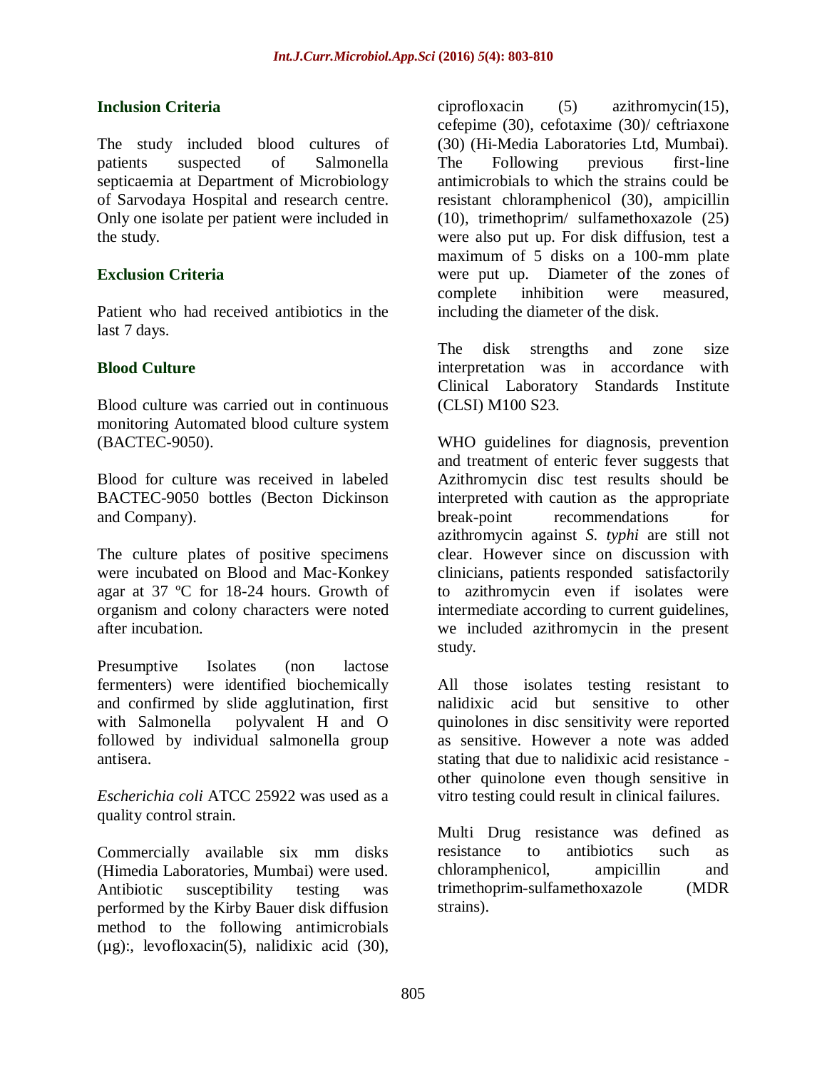### Inclusion Criteria

The study included blood cultures of patients suspected of Salmonella septicaemia at Department of Microbiology of Sarvodaya Hospital and research centre. Only one isolate per patient were included in the study.

### Exclusion Criteria

Patient who had received antibiotics in the last 7 days.

### Blood Culture

Blood culture was carried out in continuous monitoring Automated blood culture system (BACTEC-9050).

Blood for culture was received in labeled BACTEC-9050 bottles (Becton Dickinson and Company).

The culture plates of positive specimens were incubated on Blood and Mac-Konkey agar at 37 ºC for 18-24 hours. Growth of organism and colony characters were noted after incubation.

Presumptive Isolates (non lactose fermenters) were identified biochemically and confirmed by slide agglutination, first with Salmonella polyvalent H and O followed by individual salmonella group antisera.

*Escherichia coli* ATCC 25922 was used as a quality control strain.

Commercially available six mm disks (Himedia Laboratories, Mumbai) were used. Antibiotic susceptibility testing was performed by the Kirby Bauer disk diffusion method to the following antimicrobials (µg):, levofloxacin(5), nalidixic acid (30), ciprofloxacin (5) azithromycin(15), cefepime (30), cefotaxime (30)/ ceftriaxone (30) (Hi-Media Laboratories Ltd, Mumbai). The Following previous first-line antimicrobials to which the strains could be resistant chloramphenicol (30), ampicillin (10), trimethoprim/ sulfamethoxazole (25) were also put up. For disk diffusion, test a maximum of 5 disks on a 100-mm plate were put up. Diameter of the zones of complete inhibition were measured, including the diameter of the disk.

The disk strengths and zone size interpretation was in accordance with Clinical Laboratory Standards Institute (CLSI) M100 S23.

WHO guidelines for diagnosis, prevention and treatment of enteric fever suggests that Azithromycin disc test results should be interpreted with caution as the appropriate break-point recommendations for azithromycin against *S. typhi* are still not clear. However since on discussion with clinicians, patients responded satisfactorily to azithromycin even if isolates were intermediate according to current guidelines, we included azithromycin in the present study.

All those isolates testing resistant to nalidixic acid but sensitive to other quinolones in disc sensitivity were reported as sensitive. However a note was added stating that due to nalidixic acid resistance - other quinolone even though sensitive in vitro testing could result in clinical failures.

Multi Drug resistance was defined as resistance to antibiotics such as chloramphenicol, ampicillin and trimethoprim-sulfamethoxazole (MDR strains).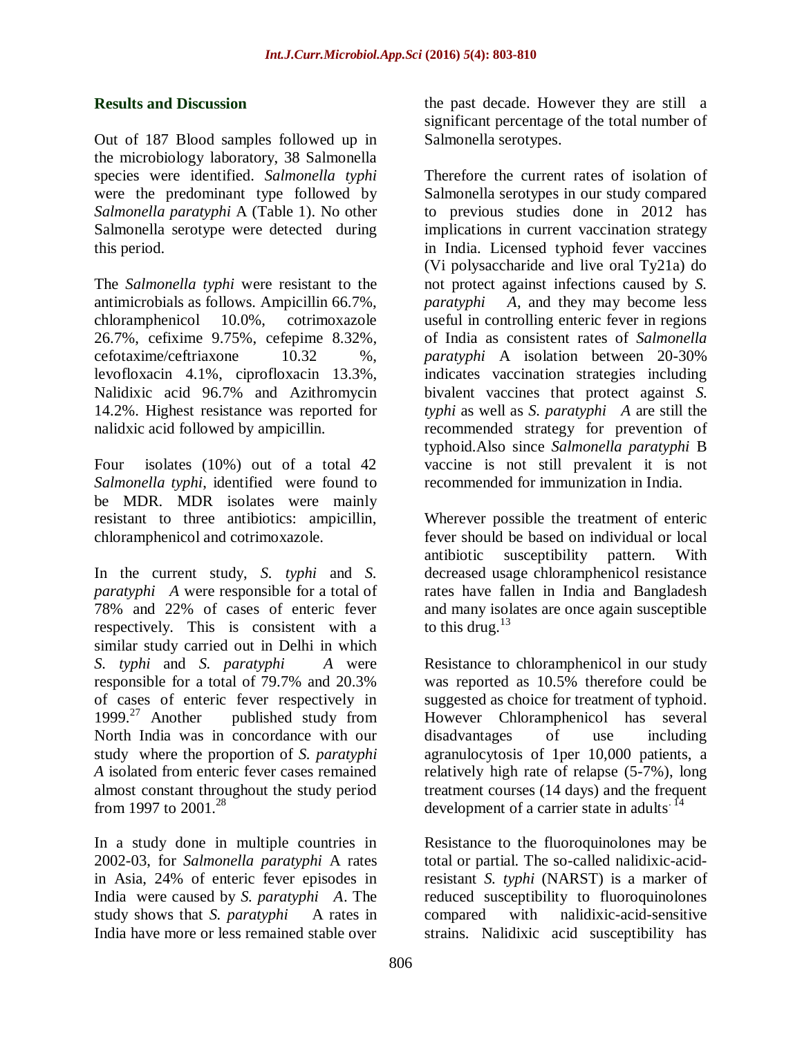## Results and Discussion

Out of 187 Blood samples followed up in the microbiology laboratory, 38 Salmonella species were identified. *Salmonella typhi* were the predominant type followed by *Salmonella paratyphi* A (Table 1). No other Salmonella serotype were detected during this period.

The *Salmonella typhi* were resistant to the antimicrobials as follows. Ampicillin 66.7%, chloramphenicol 10.0%, cotrimoxazole 26.7%, cefixime 9.75%, cefepime 8.32%, cefotaxime/ceftriaxone 10.32 %, levofloxacin 4.1%, ciprofloxacin 13.3%, Nalidixic acid 96.7% and Azithromycin 14.2%. Highest resistance was reported for nalidxic acid followed by ampicillin.

Four isolates (10%) out of a total 42 *Salmonella typhi*, identified were found to be MDR. MDR isolates were mainly resistant to three antibiotics: ampicillin, chloramphenicol and cotrimoxazole.

In the current study, *S. typhi* and *S. paratyphi A* were responsible for a total of 78% and 22% of cases of enteric fever respectively. This is consistent with a similar study carried out in Delhi in which *S. typhi* and *S. paratyphi A* were responsible for a total of 79.7% and 20.3% of cases of enteric fever respectively in 1999.[27] Another published study from North India was in concordance with our study where the proportion of *S. paratyphi A* isolated from enteric fever cases remained almost constant throughout the study period from 1997 to 2001.[28]

In a study done in multiple countries in 2002-03, for *Salmonella paratyphi* A rates in Asia, 24% of enteric fever episodes in India were caused by *S. paratyphi A*. The study shows that *S. paratyphi* A rates in India have more or less remained stable over the past decade. However they are still a significant percentage of the total number of Salmonella serotypes.

Therefore the current rates of isolation of Salmonella serotypes in our study compared to previous studies done in 2012 has implications in current vaccination strategy in India. Licensed typhoid fever vaccines (Vi polysaccharide and live oral Ty21a) do not protect against infections caused by *S. paratyphi A*, and they may become less useful in controlling enteric fever in regions of India as consistent rates of *Salmonella paratyphi* A isolation between 20-30% indicates vaccination strategies including bivalent vaccines that protect against *S. typhi* as well as *S. paratyphi A* are still the recommended strategy for prevention of typhoid.Also since *Salmonella paratyphi* B vaccine is not still prevalent it is not recommended for immunization in India.

Wherever possible the treatment of enteric fever should be based on individual or local antibiotic susceptibility pattern. With decreased usage chloramphenicol resistance rates have fallen in India and Bangladesh and many isolates are once again susceptible to this drug.[13]

Resistance to chloramphenicol in our study was reported as 10.5% therefore could be suggested as choice for treatment of typhoid. However Chloramphenicol has several disadvantages of use including agranulocytosis of 1per 10,000 patients, a relatively high rate of relapse (5-7%), long treatment courses (14 days) and the frequent development of a carrier state in adults.[14]

Resistance to the fluoroquinolones may be total or partial. The so-called nalidixic-acid-resistant *S. typhi* (NARST) is a marker of reduced susceptibility to fluoroquinolones compared with nalidixic-acid-sensitive strains. Nalidixic acid susceptibility has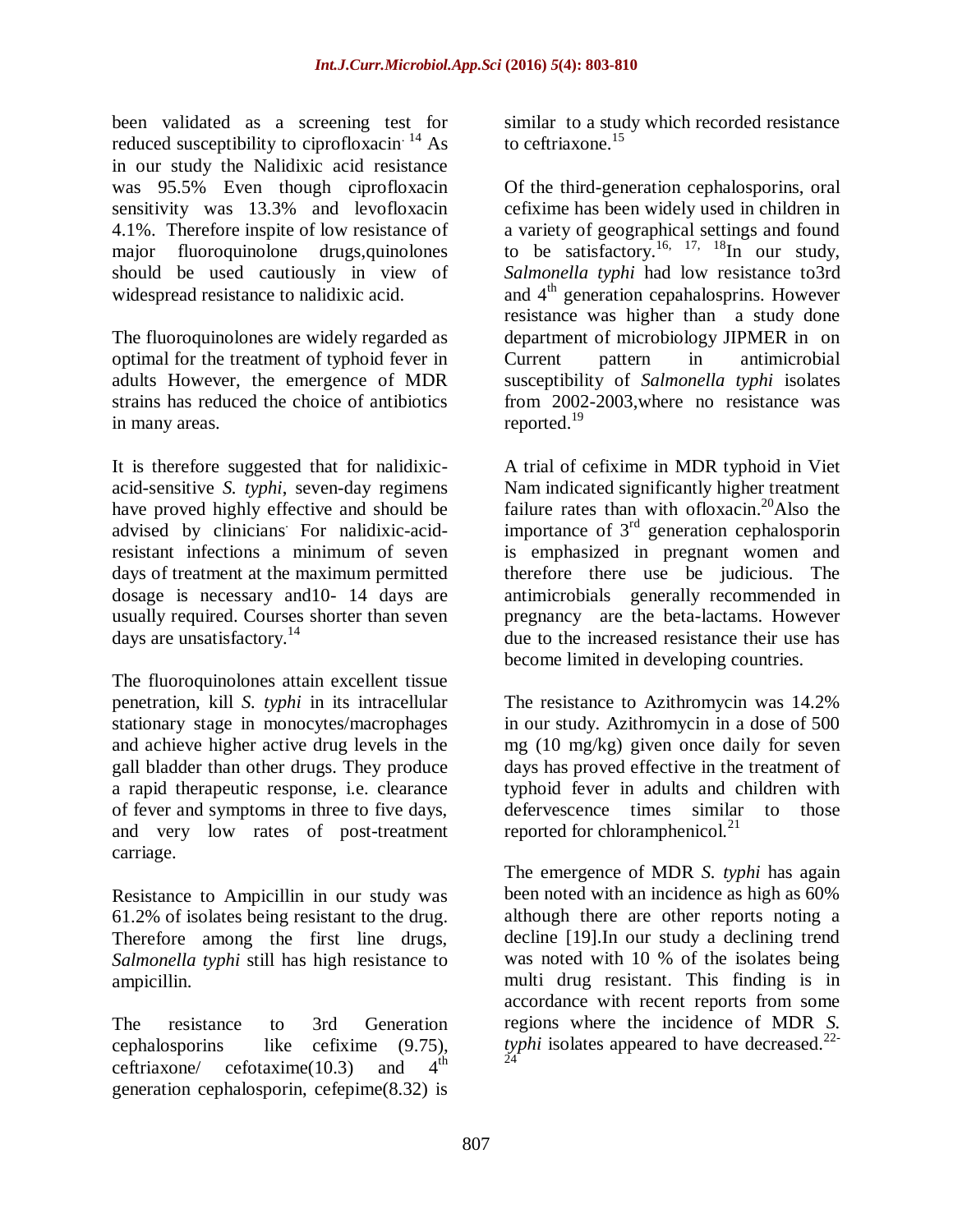been validated as a screening test for reduced susceptibility to ciprofloxacin.[14] As in our study the Nalidixic acid resistance was 95.5% Even though ciprofloxacin sensitivity was 13.3% and levofloxacin 4.1%. Therefore inspite of low resistance of major fluoroquinolone drugs,quinolones should be used cautiously in view of widespread resistance to nalidixic acid.

The fluoroquinolones are widely regarded as optimal for the treatment of typhoid fever in adults However, the emergence of MDR strains has reduced the choice of antibiotics in many areas.

It is therefore suggested that for nalidixic-acid-sensitive *S. typhi*, seven-day regimens have proved highly effective and should be advised by clinicians. For nalidixic-acid-resistant infections a minimum of seven days of treatment at the maximum permitted dosage is necessary and10- 14 days are usually required. Courses shorter than seven days are unsatisfactory.[14]

The fluoroquinolones attain excellent tissue penetration, kill *S. typhi* in its intracellular stationary stage in monocytes/macrophages and achieve higher active drug levels in the gall bladder than other drugs. They produce a rapid therapeutic response, i.e. clearance of fever and symptoms in three to five days, and very low rates of post-treatment carriage.

Resistance to Ampicillin in our study was 61.2% of isolates being resistant to the drug. Therefore among the first line drugs, *Salmonella typhi* still has high resistance to ampicillin.

The resistance to 3rd Generation cephalosporins like cefixime (9.75), ceftriaxone/ cefotaxime(10.3) and 4th generation cephalosporin, cefepime(8.32) is similar to a study which recorded resistance to ceftriaxone.[15]

Of the third-generation cephalosporins, oral cefixime has been widely used in children in a variety of geographical settings and found to be satisfactory.[16, 17, 18] In our study, *Salmonella typhi* had low resistance to3rd and 4th generation cepahalosprins. However resistance was higher than a study done department of microbiology JIPMER in on Current pattern in antimicrobial susceptibility of *Salmonella typhi* isolates from 2002-2003,where no resistance was reported.[19]

A trial of cefixime in MDR typhoid in Viet Nam indicated significantly higher treatment failure rates than with ofloxacin.[20] Also the importance of 3rd generation cephalosporin is emphasized in pregnant women and therefore there use be judicious. The antimicrobials generally recommended in pregnancy are the beta-lactams. However due to the increased resistance their use has become limited in developing countries.

The resistance to Azithromycin was 14.2% in our study. Azithromycin in a dose of 500 mg (10 mg/kg) given once daily for seven days has proved effective in the treatment of typhoid fever in adults and children with defervescence times similar to those reported for chloramphenicol.[21]

The emergence of MDR *S. typhi* has again been noted with an incidence as high as 60% although there are other reports noting a decline [19].In our study a declining trend was noted with 10 % of the isolates being multi drug resistant. This finding is in accordance with recent reports from some regions where the incidence of MDR *S. typhi* isolates appeared to have decreased.[22-24]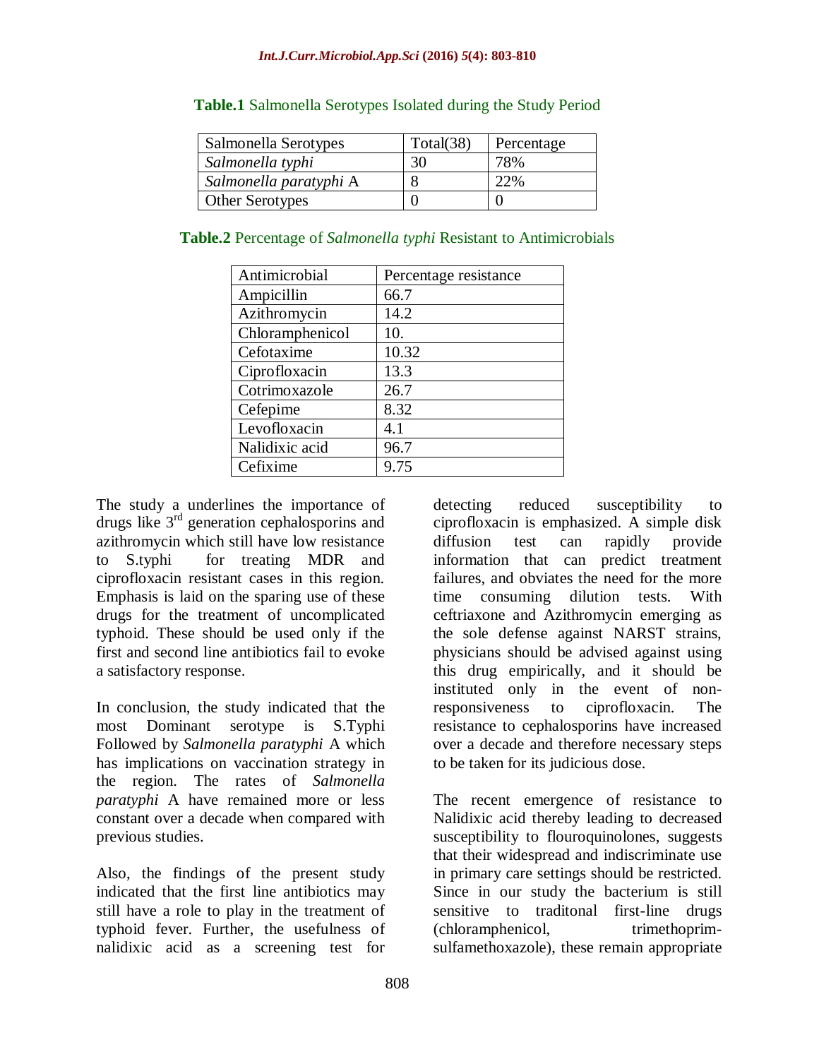**Table.1** Salmonella Serotypes Isolated during the Study Period

| Salmonella Serotypes | Total(38) | Percentage |
|---|---|---|
| *Salmonella typhi* | 30 | 78% |
| *Salmonella paratyphi* A | 8 | 22% |
| Other Serotypes | 0 | 0 |

**Table.2** Percentage of *Salmonella typhi* Resistant to Antimicrobials

| Antimicrobial | Percentage resistance |
|---|---|
| Ampicillin | 66.7 |
| Azithromycin | 14.2 |
| Chloramphenicol | 10. |
| Cefotaxime | 10.32 |
| Ciprofloxacin | 13.3 |
| Cotrimoxazole | 26.7 |
| Cefepime | 8.32 |
| Levofloxacin | 4.1 |
| Nalidixic acid | 96.7 |
| Cefixime | 9.75 |

The study a underlines the importance of drugs like 3rd generation cephalosporins and azithromycin which still have low resistance to S.typhi for treating MDR and ciprofloxacin resistant cases in this region. Emphasis is laid on the sparing use of these drugs for the treatment of uncomplicated typhoid. These should be used only if the first and second line antibiotics fail to evoke a satisfactory response.

In conclusion, the study indicated that the most Dominant serotype is S.Typhi Followed by *Salmonella paratyphi* A which has implications on vaccination strategy in the region. The rates of *Salmonella paratyphi* A have remained more or less constant over a decade when compared with previous studies.

Also, the findings of the present study indicated that the first line antibiotics may still have a role to play in the treatment of typhoid fever. Further, the usefulness of nalidixic acid as a screening test for detecting reduced susceptibility to ciprofloxacin is emphasized. A simple disk diffusion test can rapidly provide information that can predict treatment failures, and obviates the need for the more time consuming dilution tests. With ceftriaxone and Azithromycin emerging as the sole defense against NARST strains, physicians should be advised against using this drug empirically, and it should be instituted only in the event of non-responsiveness to ciprofloxacin. The resistance to cephalosporins have increased over a decade and therefore necessary steps to be taken for its judicious dose.

The recent emergence of resistance to Nalidixic acid thereby leading to decreased susceptibility to flouroquinolones, suggests that their widespread and indiscriminate use in primary care settings should be restricted. Since in our study the bacterium is still sensitive to traditonal first-line drugs (chloramphenicol, trimethoprim-sulfamethoxazole), these remain appropriate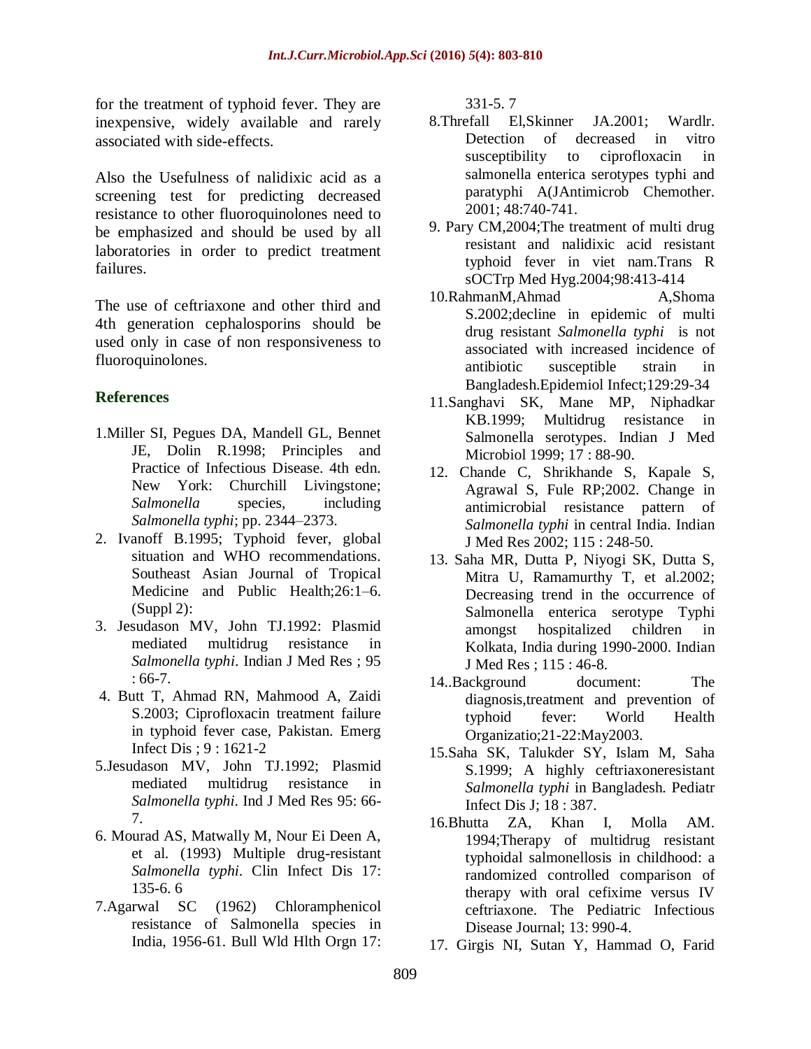for the treatment of typhoid fever. They are inexpensive, widely available and rarely associated with side-effects.

Also the Usefulness of nalidixic acid as a screening test for predicting decreased resistance to other fluoroquinolones need to be emphasized and should be used by all laboratories in order to predict treatment failures.

The use of ceftriaxone and other third and 4th generation cephalosporins should be used only in case of non responsiveness to fluoroquinolones.

## References

1.Miller SI, Pegues DA, Mandell GL, Bennet JE, Dolin R.1998; Principles and Practice of Infectious Disease. 4th edn. New York: Churchill Livingstone; *Salmonella* species, including *Salmonella typhi*; pp. 2344–2373.

2. Ivanoff B.1995; Typhoid fever, global situation and WHO recommendations. Southeast Asian Journal of Tropical Medicine and Public Health;26:1–6.(Suppl 2):

3. Jesudason MV, John TJ.1992: Plasmid mediated multidrug resistance in *Salmonella typhi*. Indian J Med Res ; 95 : 66-7.

4. Butt T, Ahmad RN, Mahmood A, Zaidi S.2003; Ciprofloxacin treatment failure in typhoid fever case, Pakistan. Emerg Infect Dis ; 9 : 1621-2

5.Jesudason MV, John TJ.1992; Plasmid mediated multidrug resistance in *Salmonella typhi*. Ind J Med Res 95: 66-7.

6. Mourad AS, Matwally M, Nour Ei Deen A, et al. (1993) Multiple drug-resistant *Salmonella typhi*. Clin Infect Dis 17: 135-6. 6

7.Agarwal SC (1962) Chloramphenicol resistance of Salmonella species in India, 1956-61. Bull Wld Hlth Orgn 17: 331-5. 7

8.Threfall El,Skinner JA.2001; Wardlr. Detection of decreased in vitro susceptibility to ciprofloxacin in salmonella enterica serotypes typhi and paratyphi A(JAntimicrob Chemother. 2001; 48:740-741.

9. Pary CM,2004;The treatment of multi drug resistant and nalidixic acid resistant typhoid fever in viet nam.Trans R sOCTrp Med Hyg.2004;98:413-414

10.RahmanM,Ahmad A,Shoma S.2002;decline in epidemic of multi drug resistant *Salmonella typhi* is not associated with increased incidence of antibiotic susceptible strain in Bangladesh.Epidemiol Infect;129:29-34

11.Sanghavi SK, Mane MP, Niphadkar KB.1999; Multidrug resistance in Salmonella serotypes. Indian J Med Microbiol 1999; 17 : 88-90.

12. Chande C, Shrikhande S, Kapale S, Agrawal S, Fule RP;2002. Change in antimicrobial resistance pattern of *Salmonella typhi* in central India. Indian J Med Res 2002; 115 : 248-50.

13. Saha MR, Dutta P, Niyogi SK, Dutta S, Mitra U, Ramamurthy T, et al.2002; Decreasing trend in the occurrence of Salmonella enterica serotype Typhi amongst hospitalized children in Kolkata, India during 1990-2000. Indian J Med Res ; 115 : 46-8.

14..Background document: The diagnosis,treatment and prevention of typhoid fever: World Health Organizatio;21-22:May2003.

15.Saha SK, Talukder SY, Islam M, Saha S.1999; A highly ceftriaxoneresistant *Salmonella typhi* in Bangladesh. Pediatr Infect Dis J; 18 : 387.

16.Bhutta ZA, Khan I, Molla AM. 1994;Therapy of multidrug resistant typhoidal salmonellosis in childhood: a randomized controlled comparison of therapy with oral cefixime versus IV ceftriaxone. The Pediatric Infectious Disease Journal; 13: 990-4.

17. Girgis NI, Sutan Y, Hammad O, Farid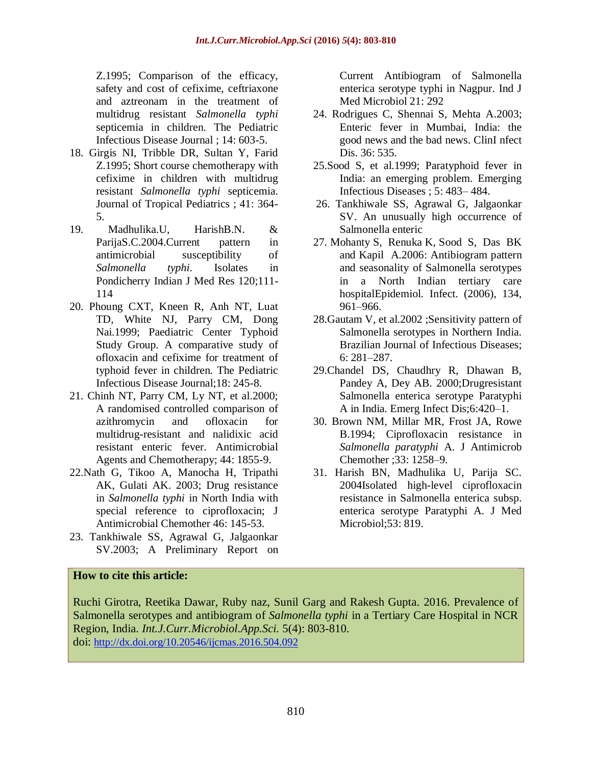Z.1995; Comparison of the efficacy, safety and cost of cefixime, ceftriaxone and aztreonam in the treatment of multidrug resistant *Salmonella typhi* septicemia in children. The Pediatric Infectious Disease Journal ; 14: 603-5.

18. Girgis NI, Tribble DR, Sultan Y, Farid Z.1995; Short course chemotherapy with cefixime in children with multidrug resistant *Salmonella typhi* septicemia. Journal of Tropical Pediatrics ; 41: 364-5.
19. Madhulika.U, HarishB.N. & ParijaS.C.2004.Current pattern in antimicrobial susceptibility of *Salmonella typhi*. Isolates in Pondicherry Indian J Med Res 120;111-114
20. Phoung CXT, Kneen R, Anh NT, Luat TD, White NJ, Parry CM, Dong Nai.1999; Paediatric Center Typhoid Study Group. A comparative study of ofloxacin and cefixime for treatment of typhoid fever in children. The Pediatric Infectious Disease Journal;18: 245-8.
21. Chinh NT, Parry CM, Ly NT, et al.2000; A randomised controlled comparison of azithromycin and ofloxacin for multidrug-resistant and nalidixic acid resistant enteric fever. Antimicrobial Agents and Chemotherapy; 44: 1855-9.
22. Nath G, Tikoo A, Manocha H, Tripathi AK, Gulati AK. 2003; Drug resistance in *Salmonella typhi* in North India with special reference to ciprofloxacin; J Antimicrobial Chemother 46: 145-53.
23. Tankhiwale SS, Agrawal G, Jalgaonkar SV.2003; A Preliminary Report on Current Antibiogram of Salmonella enterica serotype typhi in Nagpur. Ind J Med Microbiol 21: 292
24. Rodrigues C, Shennai S, Mehta A.2003; Enteric fever in Mumbai, India: the good news and the bad news. ClinI nfect Dis. 36: 535.
25. Sood S, et al.1999; Paratyphoid fever in India: an emerging problem. Emerging Infectious Diseases ; 5: 483– 484.
26. Tankhiwale SS, Agrawal G, Jalgaonkar SV. An unusually high occurrence of Salmonella enteric
27. Mohanty S, Renuka K, Sood S, Das BK and Kapil A.2006: Antibiogram pattern and seasonality of Salmonella serotypes in a North Indian tertiary care hospitalEpidemiol. Infect. (2006), 134, 961–966.
28. Gautam V, et al.2002 ;Sensitivity pattern of Salmonella serotypes in Northern India. Brazilian Journal of Infectious Diseases; 6: 281–287.
29. Chandel DS, Chaudhry R, Dhawan B, Pandey A, Dey AB. 2000;Drugresistant Salmonella enterica serotype Paratyphi A in India. Emerg Infect Dis;6:420–1.
30. Brown NM, Millar MR, Frost JA, Rowe B.1994; Ciprofloxacin resistance in *Salmonella paratyphi* A. J Antimicrob Chemother ;33: 1258–9.
31. Harish BN, Madhulika U, Parija SC. 2004Isolated high-level ciprofloxacin resistance in Salmonella enterica subsp. enterica serotype Paratyphi A. J Med Microbiol;53: 819.

**How to cite this article:**

Ruchi Girotra, Reetika Dawar, Ruby naz, Sunil Garg and Rakesh Gupta. 2016. Prevalence of Salmonella serotypes and antibiogram of *Salmonella typhi* in a Tertiary Care Hospital in NCR Region, India. *Int.J.Curr.Microbiol.App.Sci.* 5(4): 803-810.
doi: http://dx.doi.org/10.20546/ijcmas.2016.504.092